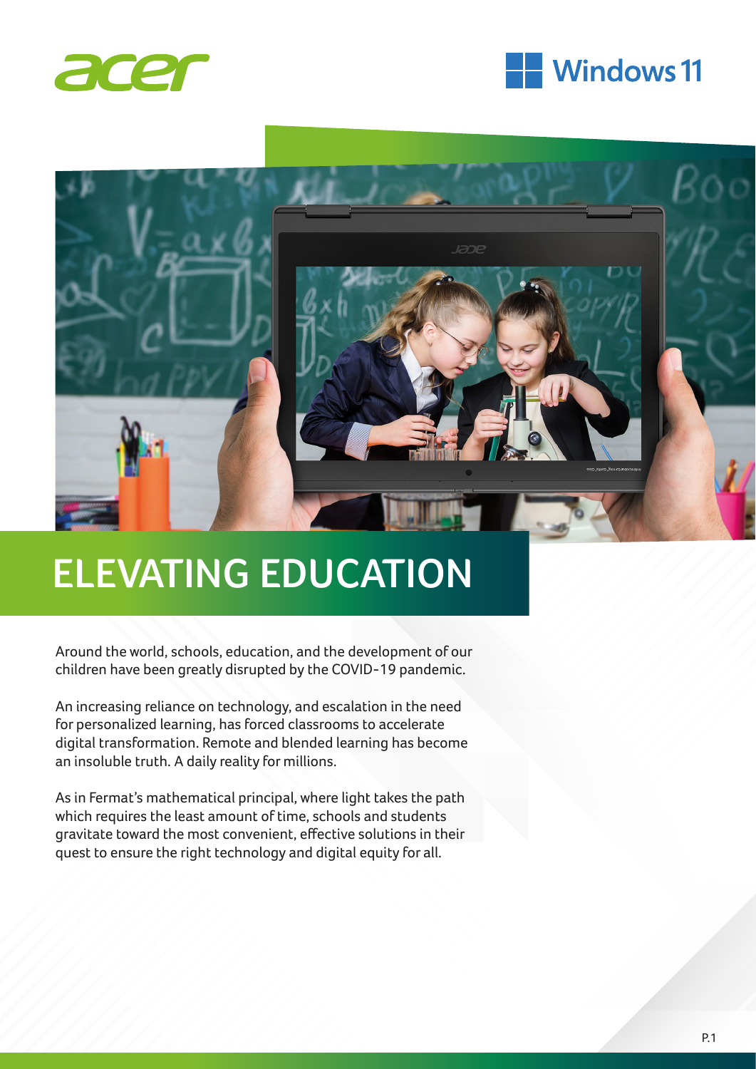# ELEVATING EDUCATION

Around the world, schools, education, and the development of our children have been greatly disrupted by the COVID-19 pandemic.

An increasing reliance on technology, and escalation in the need for personalized learning, has forced classrooms to accelerate digital transformation. Remote and blended learning has become an insoluble truth. A daily reality for millions.

As in Fermat's mathematical principal, where light takes the path which requires the least amount of time, schools and students gravitate toward the most convenient, effective solutions in their quest to ensure the right technology and digital equity for all.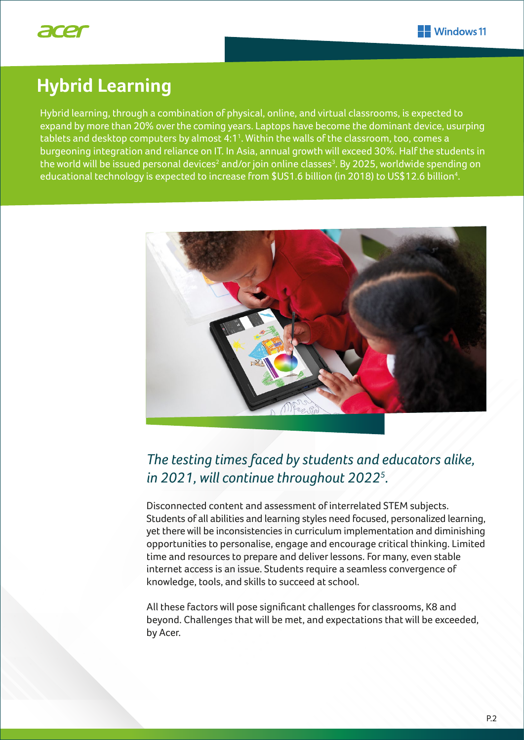# Hybrid Learning

Hybrid learning, through a combination of physical, online, and virtual classrooms, is expected to expand by more than 20% over the coming years. Laptops have become the dominant device, usurping tablets and desktop computers by almost 4:1[1]. Within the walls of the classroom, too, comes a burgeoning integration and reliance on IT. In Asia, annual growth will exceed 30%. Half the students in the world will be issued personal devices[2] and/or join online classes[3]. By 2025, worldwide spending on educational technology is expected to increase from $US1.6 billion (in 2018) to US$12.6 billion[4].

*The testing times faced by students and educators alike, in 2021, will continue throughout 2022[5].*

Disconnected content and assessment of interrelated STEM subjects. Students of all abilities and learning styles need focused, personalized learning, yet there will be inconsistencies in curriculum implementation and diminishing opportunities to personalise, engage and encourage critical thinking. Limited time and resources to prepare and deliver lessons. For many, even stable internet access is an issue. Students require a seamless convergence of knowledge, tools, and skills to succeed at school.

All these factors will pose significant challenges for classrooms, K8 and beyond. Challenges that will be met, and expectations that will be exceeded, by Acer.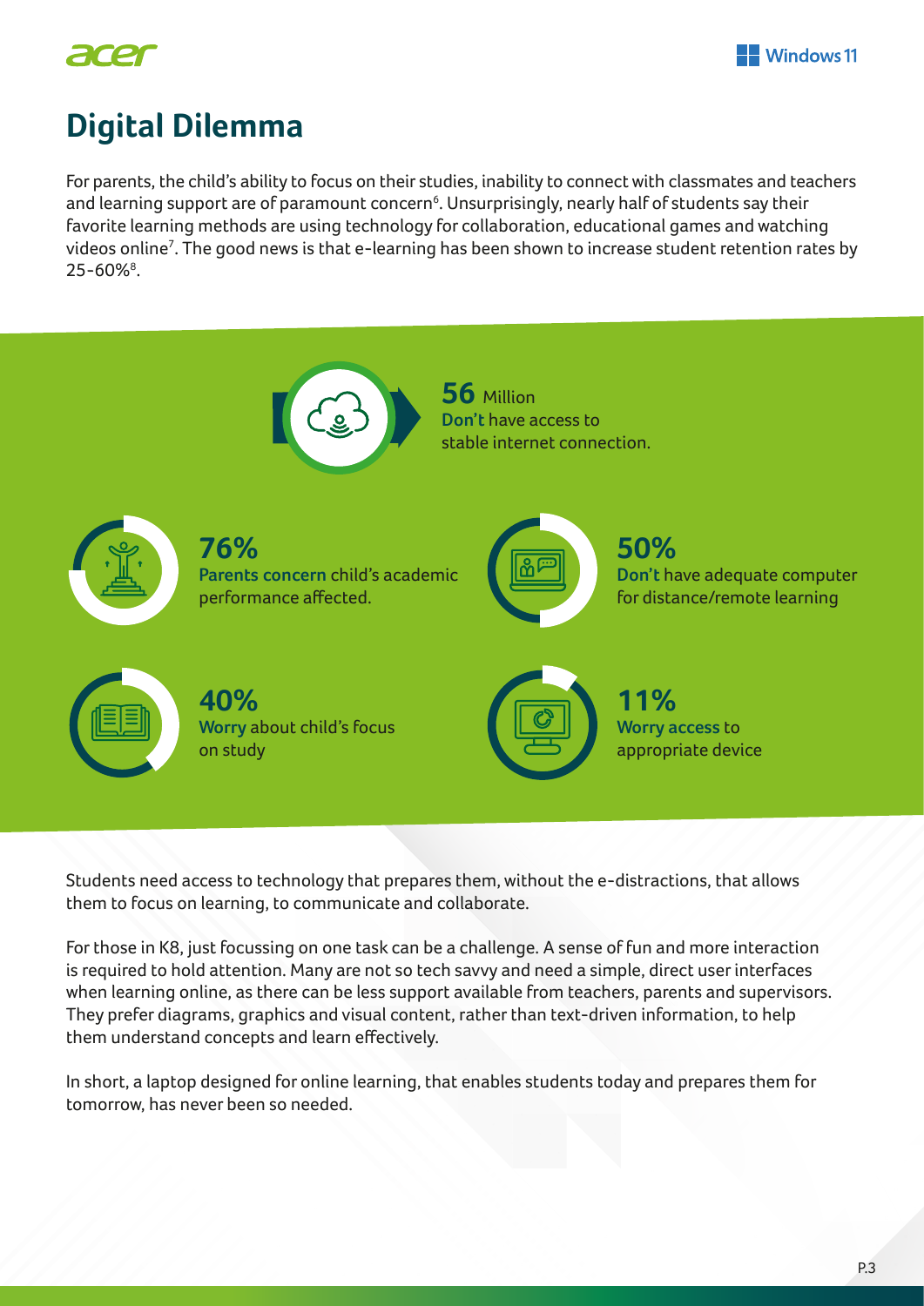# Digital Dilemma

For parents, the child's ability to focus on their studies, inability to connect with classmates and teachers and learning support are of paramount concern[6]. Unsurprisingly, nearly half of students say their favorite learning methods are using technology for collaboration, educational games and watching videos online[7]. The good news is that e-learning has been shown to increase student retention rates by 25-60%[8].

**56** Million
**Don't** have access to stable internet connection.

**76%**
**Parents concern** child's academic performance affected.

**50%**
**Don't** have adequate computer for distance/remote learning

**40%**
**Worry** about child's focus on study

**11%**
**Worry access** to appropriate device

Students need access to technology that prepares them, without the e-distractions, that allows them to focus on learning, to communicate and collaborate.

For those in K8, just focussing on one task can be a challenge. A sense of fun and more interaction is required to hold attention. Many are not so tech savvy and need a simple, direct user interfaces when learning online, as there can be less support available from teachers, parents and supervisors. They prefer diagrams, graphics and visual content, rather than text-driven information, to help them understand concepts and learn effectively.

In short, a laptop designed for online learning, that enables students today and prepares them for tomorrow, has never been so needed.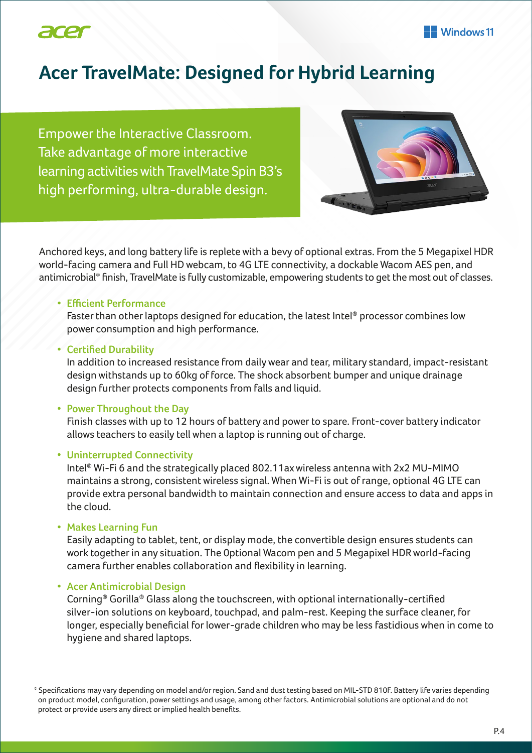# Acer TravelMate: Designed for Hybrid Learning

Empower the Interactive Classroom. Take advantage of more interactive learning activities with TravelMate Spin B3's high performing, ultra-durable design.

Anchored keys, and long battery life is replete with a bevy of optional extras. From the 5 Megapixel HDR world-facing camera and Full HD webcam, to 4G LTE connectivity, a dockable Wacom AES pen, and antimicrobial* finish, TravelMate is fully customizable, empowering students to get the most out of classes.

- **Efficient Performance**
  Faster than other laptops designed for education, the latest Intel® processor combines low power consumption and high performance.
- **Certified Durability**
  In addition to increased resistance from daily wear and tear, military standard, impact-resistant design withstands up to 60kg of force. The shock absorbent bumper and unique drainage design further protects components from falls and liquid.
- **Power Throughout the Day**
  Finish classes with up to 12 hours of battery and power to spare. Front-cover battery indicator allows teachers to easily tell when a laptop is running out of charge.
- **Uninterrupted Connectivity**
  Intel® Wi-Fi 6 and the strategically placed 802.11ax wireless antenna with 2x2 MU-MIMO maintains a strong, consistent wireless signal. When Wi-Fi is out of range, optional 4G LTE can provide extra personal bandwidth to maintain connection and ensure access to data and apps in the cloud.
- **Makes Learning Fun**
  Easily adapting to tablet, tent, or display mode, the convertible design ensures students can work together in any situation. The Optional Wacom pen and 5 Megapixel HDR world-facing camera further enables collaboration and flexibility in learning.
- **Acer Antimicrobial Design**
  Corning® Gorilla® Glass along the touchscreen, with optional internationally-certified silver-ion solutions on keyboard, touchpad, and palm-rest. Keeping the surface cleaner, for longer, especially beneficial for lower-grade children who may be less fastidious when in come to hygiene and shared laptops.

* Specifications may vary depending on model and/or region. Sand and dust testing based on MIL-STD 810F. Battery life varies depending on product model, configuration, power settings and usage, among other factors. Antimicrobial solutions are optional and do not protect or provide users any direct or implied health benefits.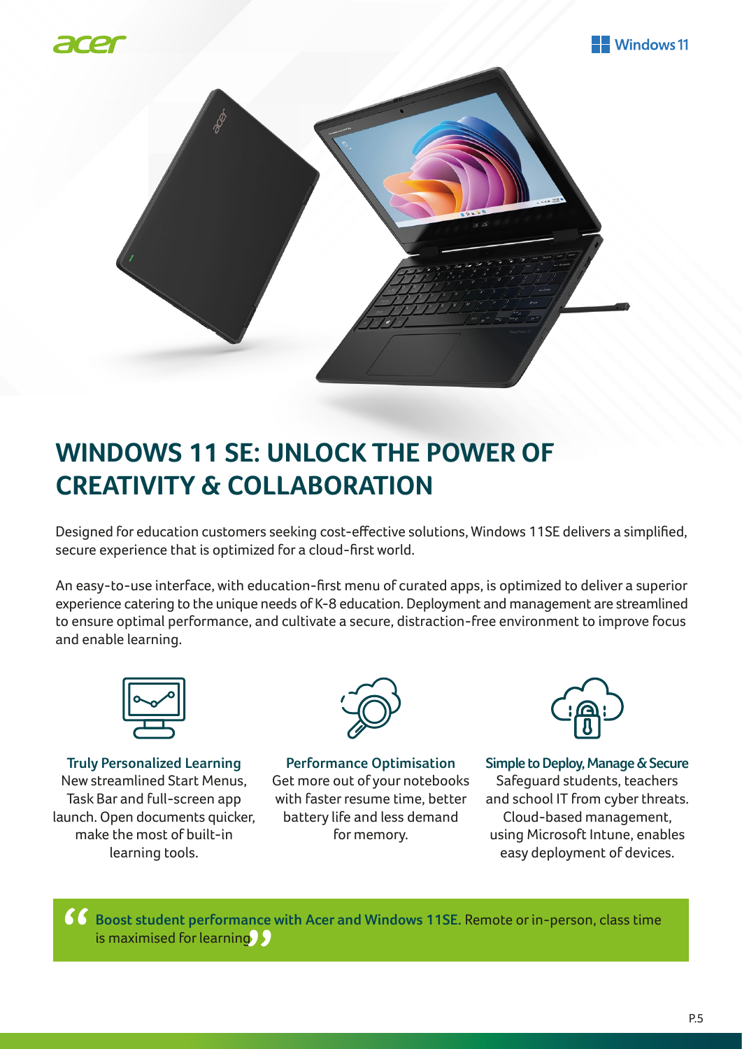# WINDOWS 11 SE: UNLOCK THE POWER OF CREATIVITY & COLLABORATION

Designed for education customers seeking cost-effective solutions, Windows 11SE delivers a simplified, secure experience that is optimized for a cloud-first world.

An easy-to-use interface, with education-first menu of curated apps, is optimized to deliver a superior experience catering to the unique needs of K-8 education. Deployment and management are streamlined to ensure optimal performance, and cultivate a secure, distraction-free environment to improve focus and enable learning.

**Truly Personalized Learning**
New streamlined Start Menus, Task Bar and full-screen app launch. Open documents quicker, make the most of built-in learning tools.

**Performance Optimisation**
Get more out of your notebooks with faster resume time, better battery life and less demand for memory.

**Simple to Deploy, Manage & Secure**
Safeguard students, teachers and school IT from cyber threats. Cloud-based management, using Microsoft Intune, enables easy deployment of devices.

> "**Boost student performance with Acer and Windows 11SE.** Remote or in-person, class time is maximised for learning"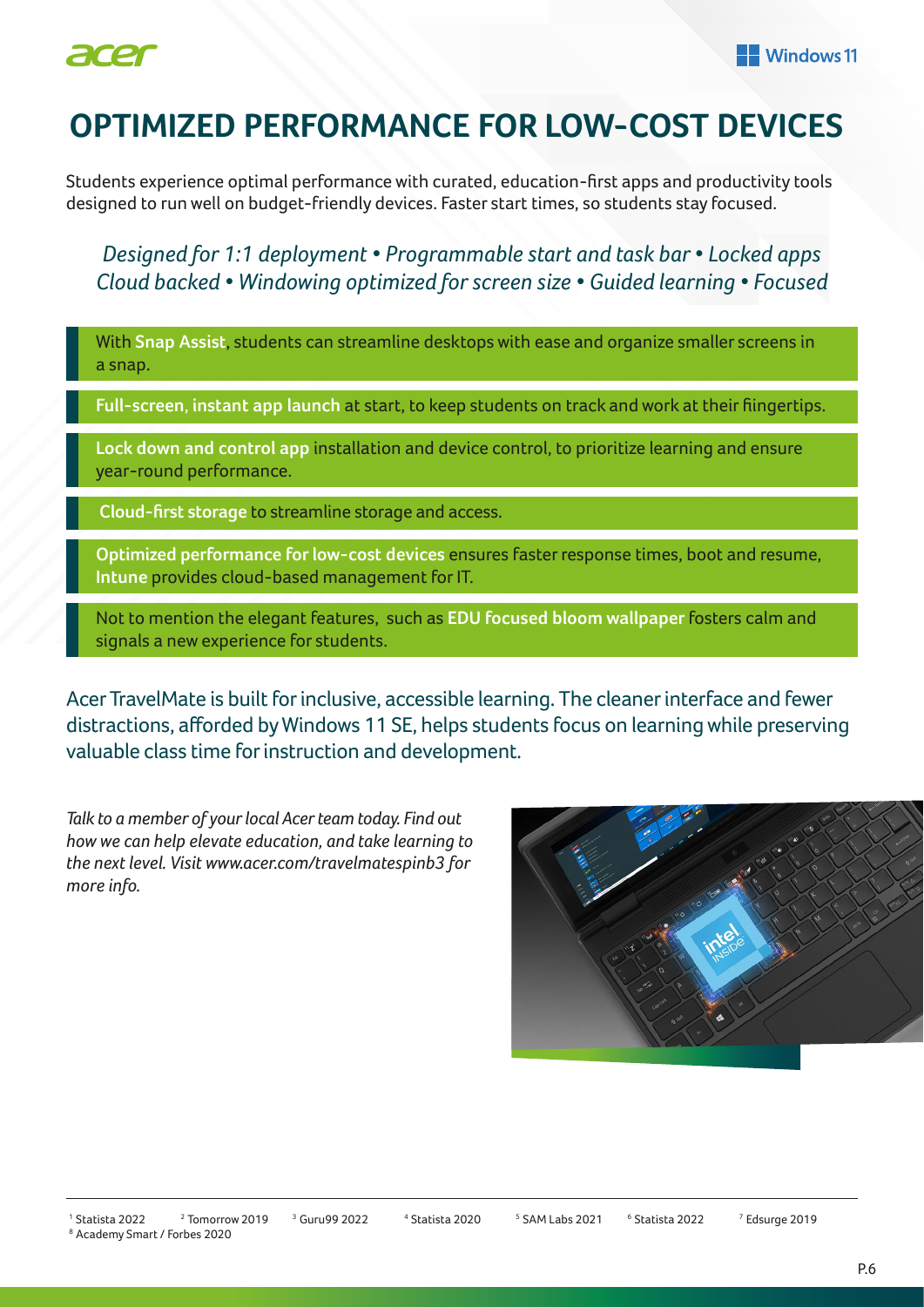# OPTIMIZED PERFORMANCE FOR LOW-COST DEVICES

Students experience optimal performance with curated, education-first apps and productivity tools designed to run well on budget-friendly devices. Faster start times, so students stay focused.

*Designed for 1:1 deployment • Programmable start and task bar • Locked apps*
*Cloud backed • Windowing optimized for screen size • Guided learning • Focused*

With **Snap Assist**, students can streamline desktops with ease and organize smaller screens in a snap.

**Full-screen**, **instant app launch** at start, to keep students on track and work at their fingertips.

**Lock down and control app** installation and device control, to prioritize learning and ensure year-round performance.

**Cloud-first storage** to streamline storage and access.

**Optimized performance for low-cost devices** ensures faster response times, boot and resume, **Intune** provides cloud-based management for IT.

Not to mention the elegant features, such as **EDU focused bloom wallpaper** fosters calm and signals a new experience for students.

Acer TravelMate is built for inclusive, accessible learning. The cleaner interface and fewer distractions, afforded by Windows 11 SE, helps students focus on learning while preserving valuable class time for instruction and development.

*Talk to a member of your local Acer team today. Find out how we can help elevate education, and take learning to the next level. Visit www.acer.com/travelmatespinb3 for more info.*

[1] Statista 2022 [2] Tomorrow 2019 [3] Guru99 2022 [4] Statista 2020 [5] SAM Labs 2021 [6] Statista 2022 [7] Edsurge 2019
[8] Academy Smart / Forbes 2020